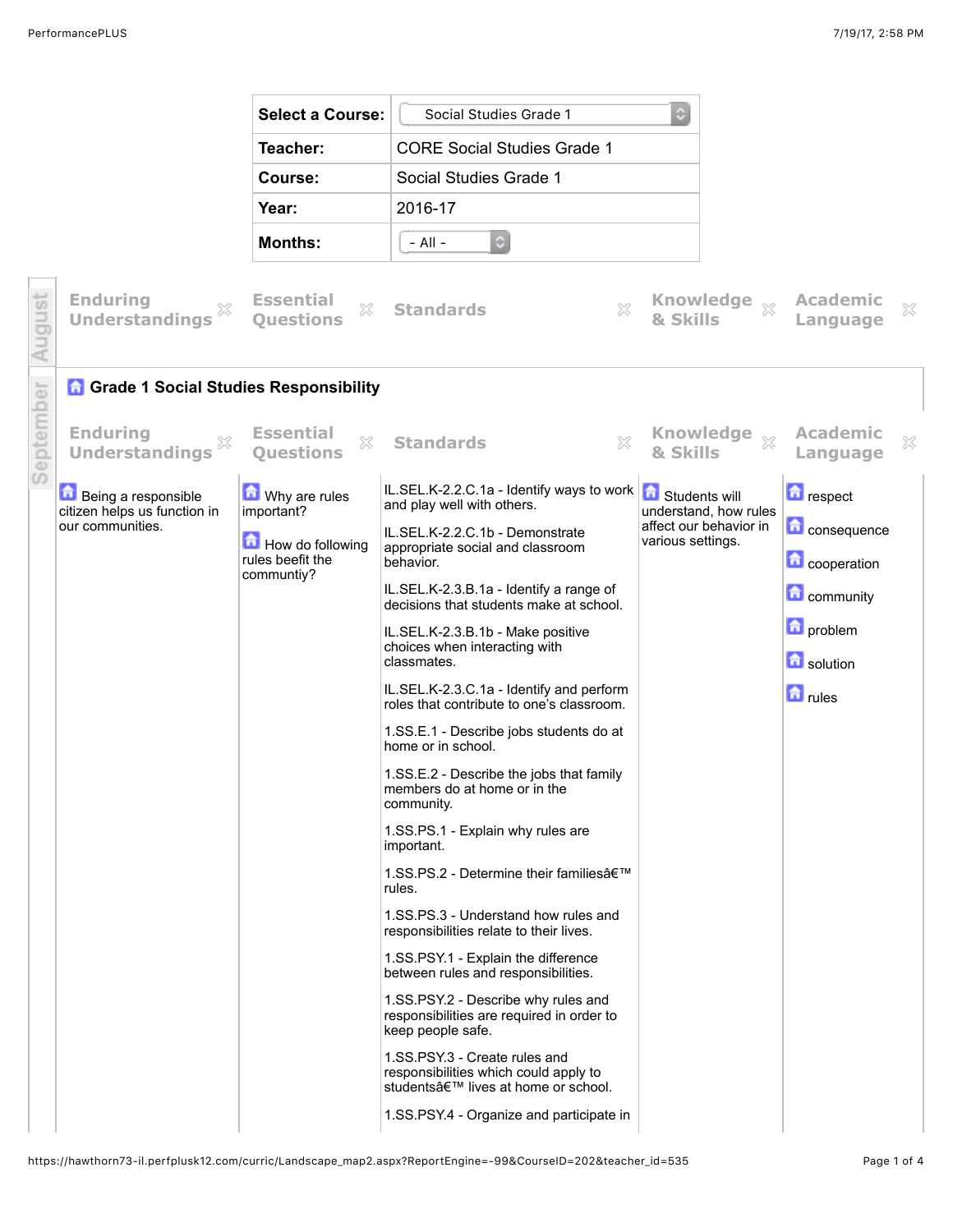| Select a Course: | Social Studies Grade 1 |
| --- | --- |
| Teacher: | CORE Social Studies Grade 1 |
| Course: | Social Studies Grade 1 |
| Year: | 2016-17 |
| Months: | - All - |

## August

| Enduring Understandings | Essential Questions | Standards | Knowledge & Skills | Academic Language |
| --- | --- | --- | --- | --- |

## September

### Grade 1 Social Studies Responsibility

| Enduring Understandings | Essential Questions | Standards | Knowledge & Skills | Academic Language |
| --- | --- | --- | --- | --- |
| Being a responsible citizen helps us function in our communities. | Why are rules important?<br><br>How do following rules beefit the communtiy? | IL.SEL.K-2.2.C.1a - Identify ways to work and play well with others.<br><br>IL.SEL.K-2.2.C.1b - Demonstrate appropriate social and classroom behavior.<br><br>IL.SEL.K-2.3.B.1a - Identify a range of decisions that students make at school.<br><br>IL.SEL.K-2.3.B.1b - Make positive choices when interacting with classmates.<br><br>IL.SEL.K-2.3.C.1a - Identify and perform roles that contribute to one's classroom.<br><br>1.SS.E.1 - Describe jobs students do at home or in school.<br><br>1.SS.E.2 - Describe the jobs that family members do at home or in the community.<br><br>1.SS.PS.1 - Explain why rules are important.<br><br>1.SS.PS.2 - Determine their familiesâ€™ rules.<br><br>1.SS.PS.3 - Understand how rules and responsibilities relate to their lives.<br><br>1.SS.PSY.1 - Explain the difference between rules and responsibilities.<br><br>1.SS.PSY.2 - Describe why rules and responsibilities are required in order to keep people safe.<br><br>1.SS.PSY.3 - Create rules and responsibilities which could apply to studentsâ€™ lives at home or school.<br><br>1.SS.PSY.4 - Organize and participate in | Students will understand, how rules affect our behavior in various settings. | respect<br><br>consequence<br><br>cooperation<br><br>community<br><br>problem<br><br>solution<br><br>rules |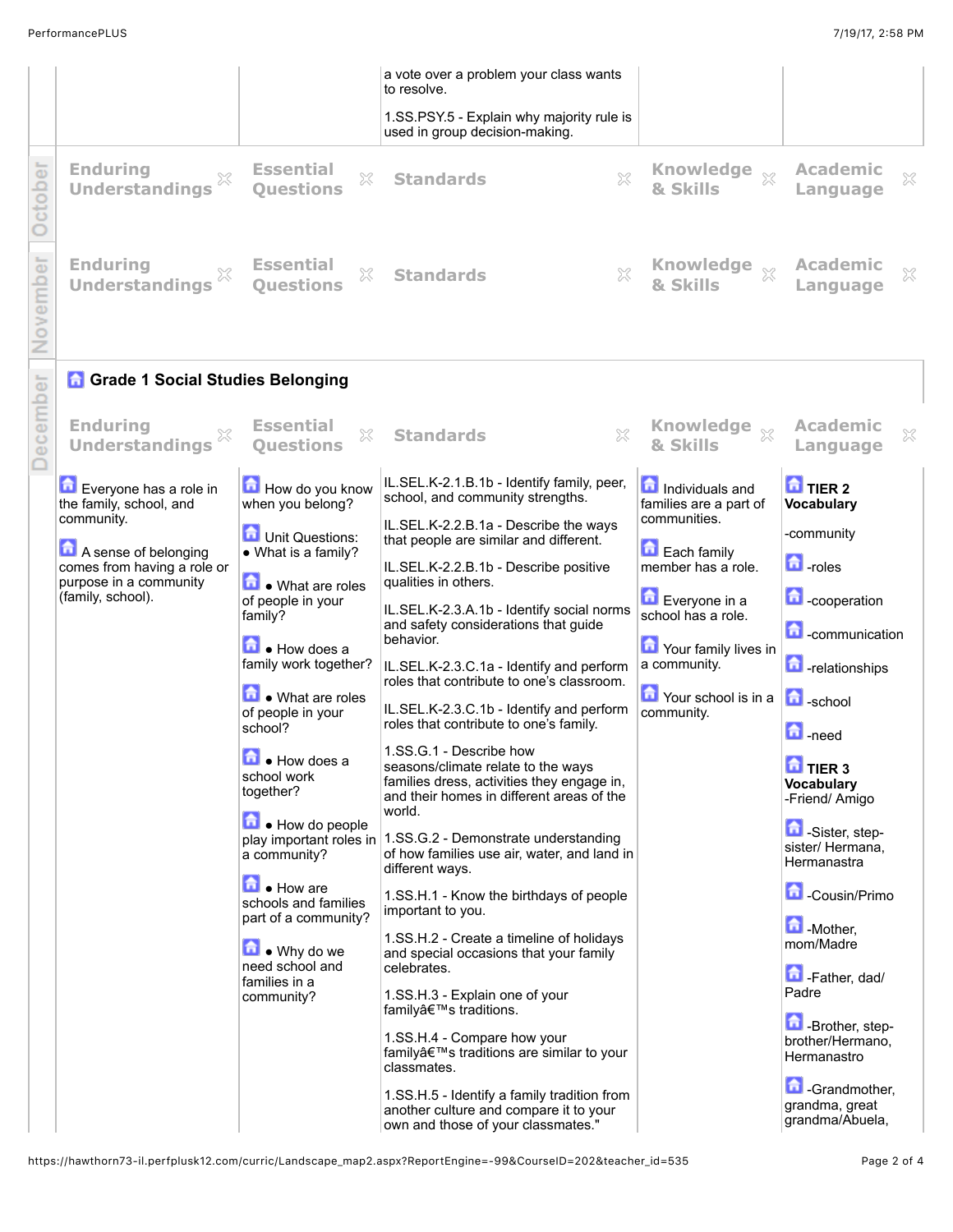| | | | | |
|---|---|---|---|---|
| | | a vote over a problem your class wants to resolve.<br><br>1.SS.PSY.5 - Explain why majority rule is used in group decision-making. | | |

**October**

| Enduring Understandings | Essential Questions | Standards | Knowledge & Skills | Academic Language |
|---|---|---|---|---|

**November**

| Enduring Understandings | Essential Questions | Standards | Knowledge & Skills | Academic Language |
|---|---|---|---|---|

**December**

## Grade 1 Social Studies Belonging

| Enduring Understandings | Essential Questions | Standards | Knowledge & Skills | Academic Language |
|---|---|---|---|---|
| Everyone has a role in the family, school, and community.<br><br>A sense of belonging comes from having a role or purpose in a community (family, school). | How do you know when you belong?<br><br>Unit Questions:<br>• What is a family?<br><br>• What are roles of people in your family?<br><br>• How does a family work together?<br><br>• What are roles of people in your school?<br><br>• How does a school work together?<br><br>• How do people play important roles in a community?<br><br>• How are schools and families part of a community?<br><br>• Why do we need school and families in a community? | IL.SEL.K-2.1.B.1b - Identify family, peer, school, and community strengths.<br><br>IL.SEL.K-2.2.B.1a - Describe the ways that people are similar and different.<br><br>IL.SEL.K-2.2.B.1b - Describe positive qualities in others.<br><br>IL.SEL.K-2.3.A.1b - Identify social norms and safety considerations that guide behavior.<br><br>IL.SEL.K-2.3.C.1a - Identify and perform roles that contribute to one's classroom.<br><br>IL.SEL.K-2.3.C.1b - Identify and perform roles that contribute to one's family.<br><br>1.SS.G.1 - Describe how seasons/climate relate to the ways families dress, activities they engage in, and their homes in different areas of the world.<br><br>1.SS.G.2 - Demonstrate understanding of how families use air, water, and land in different ways.<br><br>1.SS.H.1 - Know the birthdays of people important to you.<br><br>1.SS.H.2 - Create a timeline of holidays and special occasions that your family celebrates.<br><br>1.SS.H.3 - Explain one of your familyâ€™s traditions.<br><br>1.SS.H.4 - Compare how your familyâ€™s traditions are similar to your classmates.<br><br>1.SS.H.5 - Identify a family tradition from another culture and compare it to your own and those of your classmates." | Individuals and families are a part of communities.<br><br>Each family member has a role.<br><br>Everyone in a school has a role.<br><br>Your family lives in a community.<br><br>Your school is in a community. | **TIER 2 Vocabulary**<br><br>-community<br><br>-roles<br><br>-cooperation<br><br>-communication<br><br>-relationships<br><br>-school<br><br>-need<br><br>**TIER 3 Vocabulary**<br>-Friend/ Amigo<br><br>-Sister, step-sister/ Hermana, Hermanastra<br><br>-Cousin/Primo<br><br>-Mother, mom/Madre<br><br>-Father, dad/ Padre<br><br>-Brother, step-brother/Hermano, Hermanastro<br><br>-Grandmother, grandma, great grandma/Abuela, |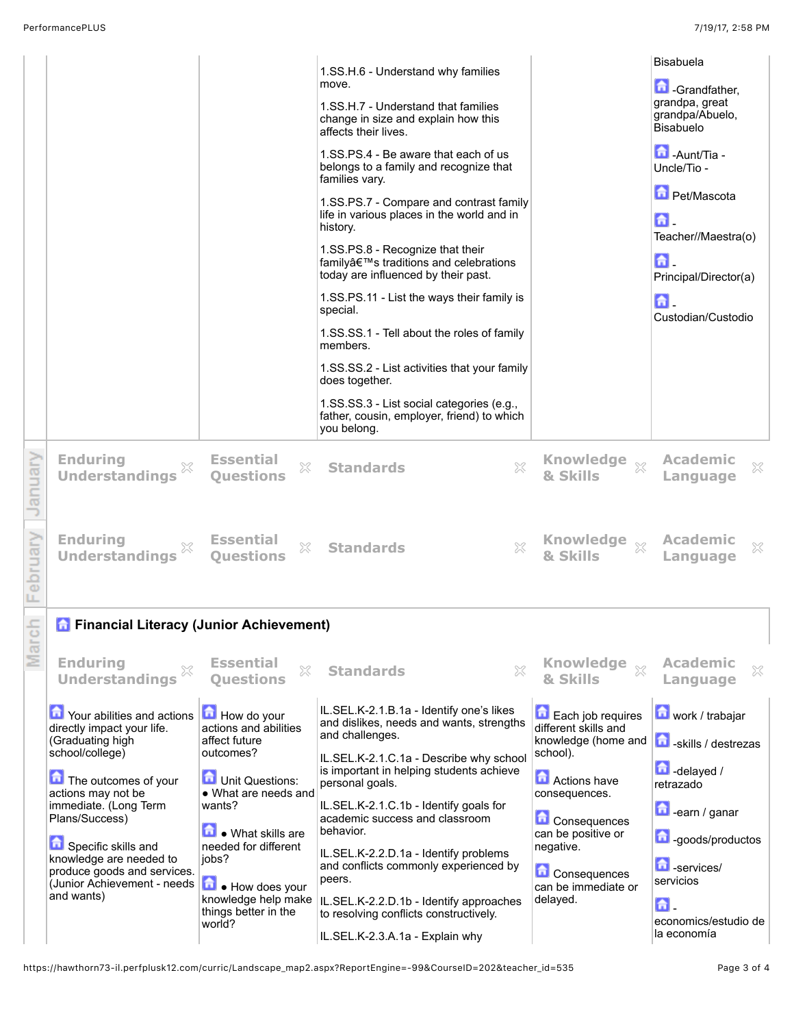| | | | | |
|---|---|---|---|---|
| | | 1.SS.H.6 - Understand why families move.<br><br>1.SS.H.7 - Understand that families change in size and explain how this affects their lives.<br><br>1.SS.PS.4 - Be aware that each of us belongs to a family and recognize that families vary.<br><br>1.SS.PS.7 - Compare and contrast family life in various places in the world and in history.<br><br>1.SS.PS.8 - Recognize that their familyâ€™s traditions and celebrations today are influenced by their past.<br><br>1.SS.PS.11 - List the ways their family is special.<br><br>1.SS.SS.1 - Tell about the roles of family members.<br><br>1.SS.SS.2 - List activities that your family does together.<br><br>1.SS.SS.3 - List social categories (e.g., father, cousin, employer, friend) to which you belong. | | Bisabuela<br><br>-Grandfather, grandpa, great grandpa/Abuelo, Bisabuelo<br><br>-Aunt/Tia - Uncle/Tio -<br><br>Pet/Mascota<br><br>- Teacher//Maestra(o)<br><br>- Principal/Director(a)<br><br>- Custodian/Custodio |

## January

| Enduring Understandings | Essential Questions | Standards | Knowledge & Skills | Academic Language |
|---|---|---|---|---|

## February

| Enduring Understandings | Essential Questions | Standards | Knowledge & Skills | Academic Language |
|---|---|---|---|---|

## March

### Financial Literacy (Junior Achievement)

| Enduring Understandings | Essential Questions | Standards | Knowledge & Skills | Academic Language |
|---|---|---|---|---|
| Your abilities and actions directly impact your life. (Graduating high school/college)<br><br>The outcomes of your actions may not be immediate. (Long Term Plans/Success)<br><br>Specific skills and knowledge are needed to produce goods and services. (Junior Achievement - needs and wants) | How do your actions and abilities affect future outcomes?<br><br>Unit Questions:<br>• What are needs and wants?<br><br>• What skills are needed for different jobs?<br><br>• How does your knowledge help make things better in the world? | IL.SEL.K-2.1.B.1a - Identify one's likes and dislikes, needs and wants, strengths and challenges.<br><br>IL.SEL.K-2.1.C.1a - Describe why school is important in helping students achieve personal goals.<br><br>IL.SEL.K-2.1.C.1b - Identify goals for academic success and classroom behavior.<br><br>IL.SEL.K-2.2.D.1a - Identify problems and conflicts commonly experienced by peers.<br><br>IL.SEL.K-2.2.D.1b - Identify approaches to resolving conflicts constructively.<br><br>IL.SEL.K-2.3.A.1a - Explain why | Each job requires different skills and knowledge (home and school).<br><br>Actions have consequences.<br><br>Consequences can be positive or negative.<br><br>Consequences can be immediate or delayed. | work / trabajar<br><br>-skills / destrezas<br><br>-delayed / retrazado<br><br>-earn / ganar<br><br>-goods/productos<br><br>-services/ servicios<br><br>- economics/estudio de la economía |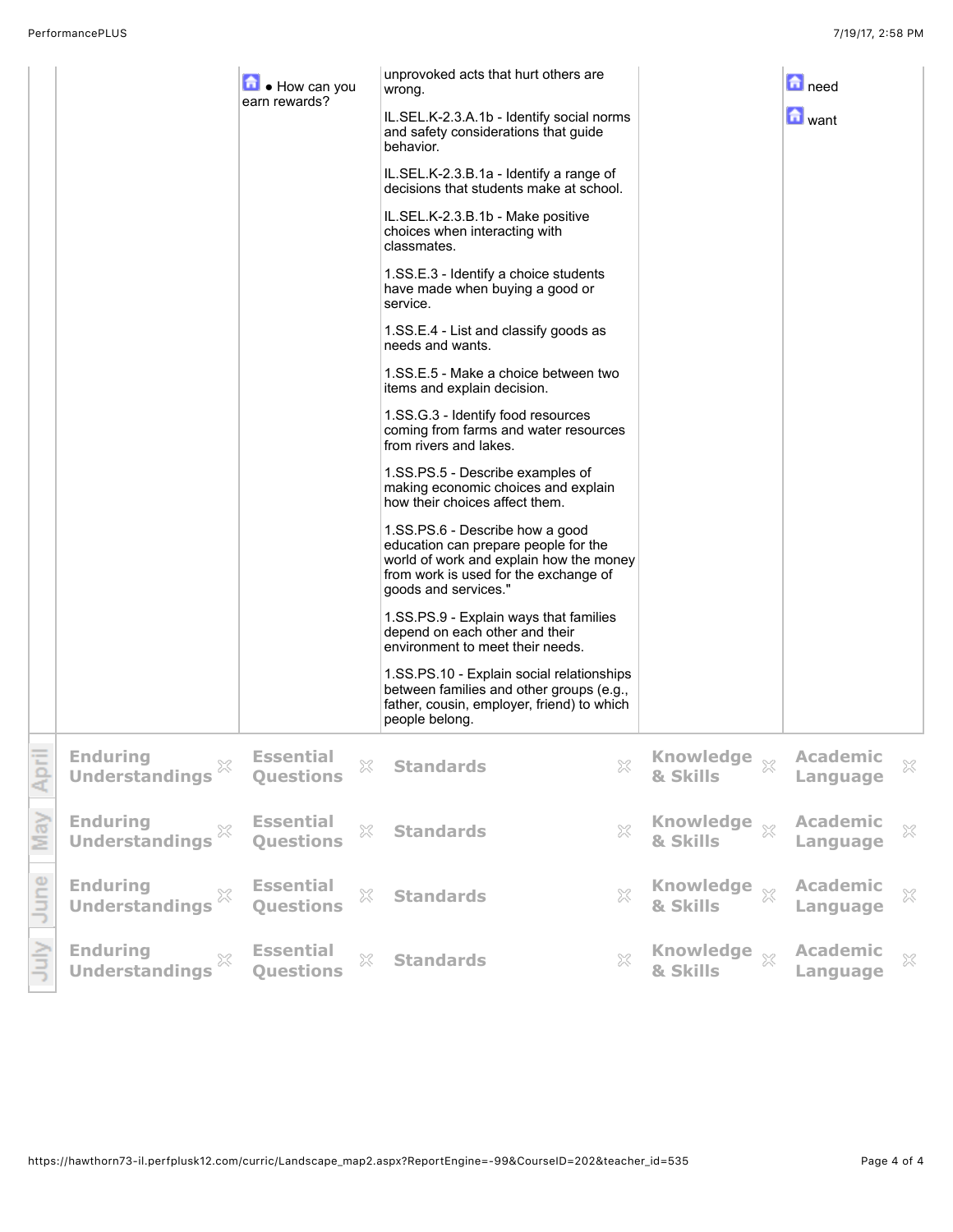| | | | | | |
|---|---|---|---|---|---|
| | | • How can you earn rewards? | unprovoked acts that hurt others are wrong.<br><br>IL.SEL.K-2.3.A.1b - Identify social norms and safety considerations that guide behavior.<br><br>IL.SEL.K-2.3.B.1a - Identify a range of decisions that students make at school.<br><br>IL.SEL.K-2.3.B.1b - Make positive choices when interacting with classmates.<br><br>1.SS.E.3 - Identify a choice students have made when buying a good or service.<br><br>1.SS.E.4 - List and classify goods as needs and wants.<br><br>1.SS.E.5 - Make a choice between two items and explain decision.<br><br>1.SS.G.3 - Identify food resources coming from farms and water resources from rivers and lakes.<br><br>1.SS.PS.5 - Describe examples of making economic choices and explain how their choices affect them.<br><br>1.SS.PS.6 - Describe how a good education can prepare people for the world of work and explain how the money from work is used for the exchange of goods and services."<br><br>1.SS.PS.9 - Explain ways that families depend on each other and their environment to meet their needs.<br><br>1.SS.PS.10 - Explain social relationships between families and other groups (e.g., father, cousin, employer, friend) to which people belong. | | need<br><br>want |
| April | Enduring Understandings | Essential Questions | Standards | Knowledge & Skills | Academic Language |
| May | Enduring Understandings | Essential Questions | Standards | Knowledge & Skills | Academic Language |
| June | Enduring Understandings | Essential Questions | Standards | Knowledge & Skills | Academic Language |
| July | Enduring Understandings | Essential Questions | Standards | Knowledge & Skills | Academic Language |